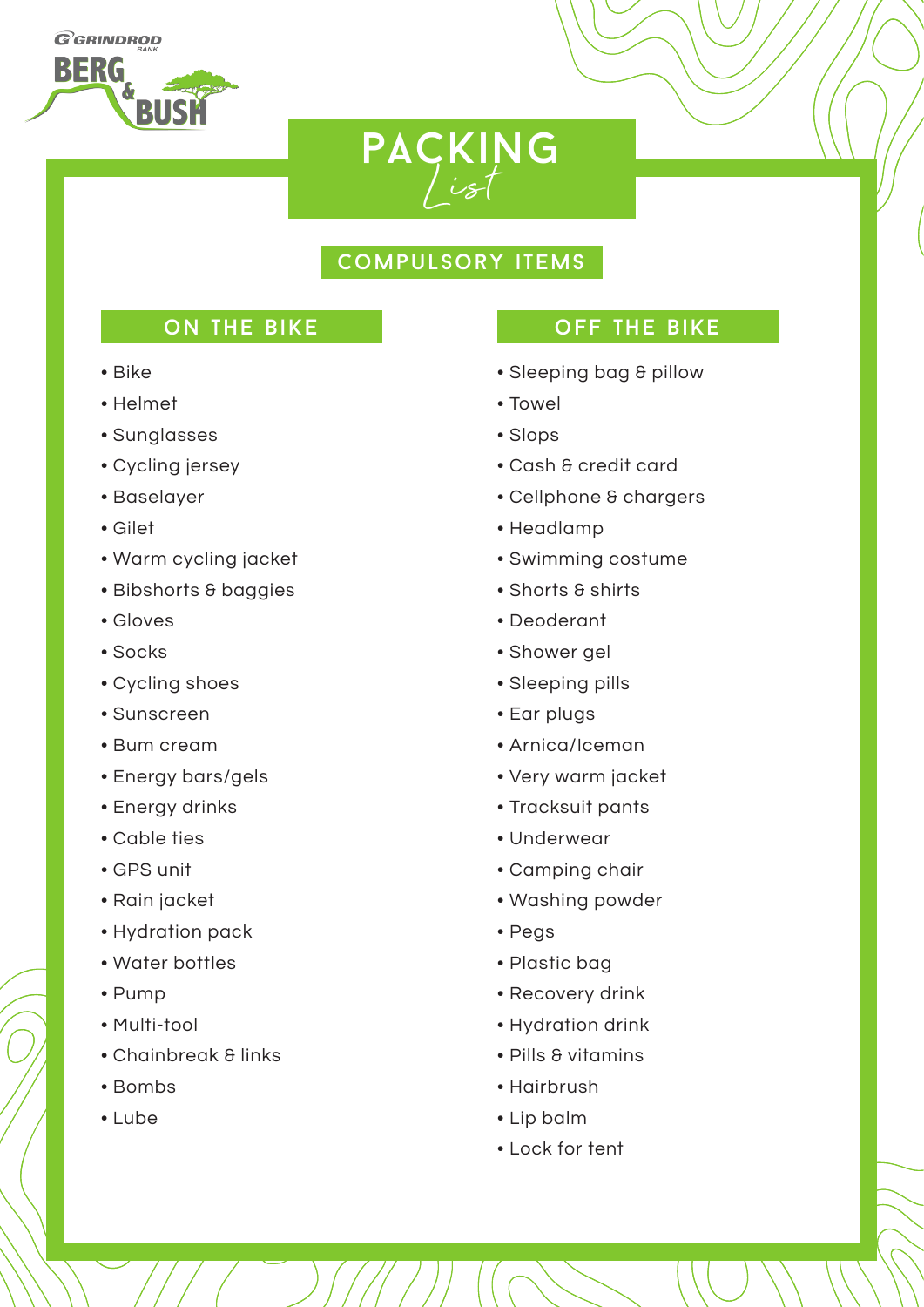Grindrod Bank

BERG & BUSH

# PACKING *List*

## COMPULSORY ITEMS

### ON THE BIKE

- Bike
- Helmet
- Sunglasses
- Cycling jersey
- Baselayer
- Gilet
- Warm cycling jacket
- Bibshorts & baggies
- Gloves
- Socks
- Cycling shoes
- Sunscreen
- Bum cream
- Energy bars/gels
- Energy drinks
- Cable ties
- GPS unit
- Rain jacket
- Hydration pack
- Water bottles
- Pump
- Multi-tool
- Chainbreak & links
- Bombs
- Lube

### OFF THE BIKE

- Sleeping bag & pillow
- Towel
- Slops
- Cash & credit card
- Cellphone & chargers
- Headlamp
- Swimming costume
- Shorts & shirts
- Deoderant
- Shower gel
- Sleeping pills
- Ear plugs
- Arnica/Iceman
- Very warm jacket
- Tracksuit pants
- Underwear
- Camping chair
- Washing powder
- Pegs
- Plastic bag
- Recovery drink
- Hydration drink
- Pills & vitamins
- Hairbrush
- Lip balm
- Lock for tent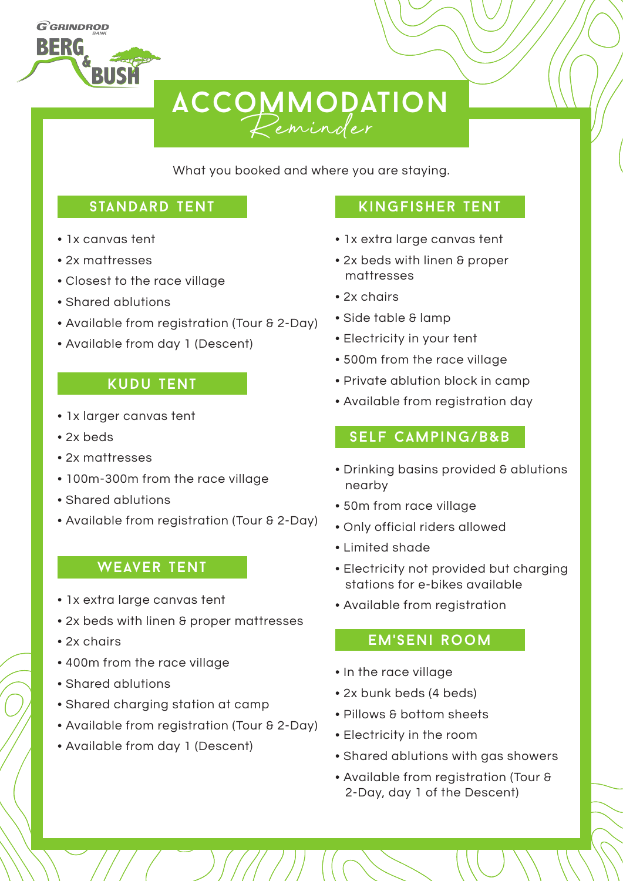GRINDROD BANK

BERG & BUSH

# ACCOMMODATION *Reminder*

What you booked and where you are staying.

## STANDARD TENT

- 1x canvas tent
- 2x mattresses
- Closest to the race village
- Shared ablutions
- Available from registration (Tour & 2-Day)
- Available from day 1 (Descent)

## KUDU TENT

- 1x larger canvas tent
- 2x beds
- 2x mattresses
- 100m-300m from the race village
- Shared ablutions
- Available from registration (Tour & 2-Day)

## WEAVER TENT

- 1x extra large canvas tent
- 2x beds with linen & proper mattresses
- 2x chairs
- 400m from the race village
- Shared ablutions
- Shared charging station at camp
- Available from registration (Tour & 2-Day)
- Available from day 1 (Descent)

## KINGFISHER TENT

- 1x extra large canvas tent
- 2x beds with linen & proper mattresses
- 2x chairs
- Side table & lamp
- Electricity in your tent
- 500m from the race village
- Private ablution block in camp
- Available from registration day

## SELF CAMPING/B&B

- Drinking basins provided & ablutions nearby
- 50m from race village
- Only official riders allowed
- Limited shade
- Electricity not provided but charging stations for e-bikes available
- Available from registration

## EM'SENI ROOM

- In the race village
- 2x bunk beds (4 beds)
- Pillows & bottom sheets
- Electricity in the room
- Shared ablutions with gas showers
- Available from registration (Tour & 2-Day, day 1 of the Descent)